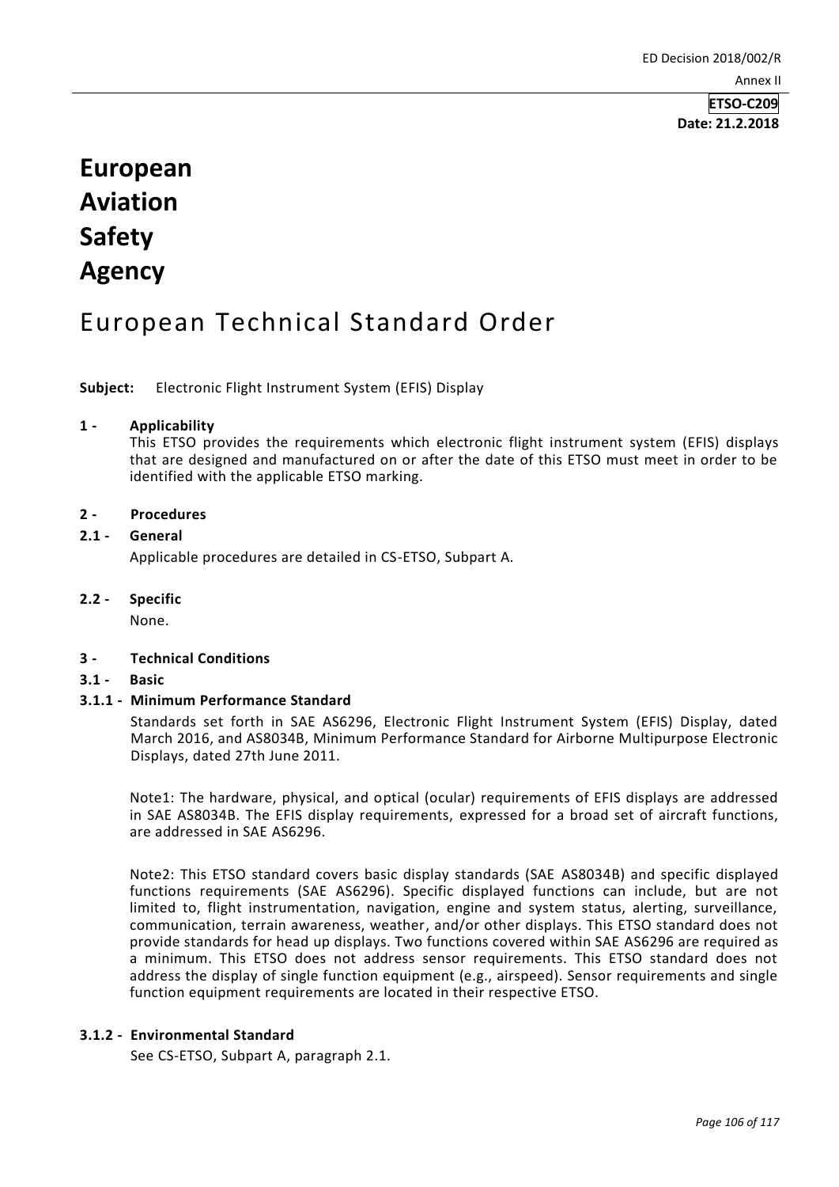**ETSO-C209**
**Date: 21.2.2018**

# European Aviation Safety Agency

# European Technical Standard Order

**Subject:** Electronic Flight Instrument System (EFIS) Display

## 1 - Applicability

This ETSO provides the requirements which electronic flight instrument system (EFIS) displays that are designed and manufactured on or after the date of this ETSO must meet in order to be identified with the applicable ETSO marking.

## 2 - Procedures

### 2.1 - General

Applicable procedures are detailed in CS-ETSO, Subpart A.

### 2.2 - Specific

None.

## 3 - Technical Conditions

### 3.1 - Basic

#### 3.1.1 - Minimum Performance Standard

Standards set forth in SAE AS6296, Electronic Flight Instrument System (EFIS) Display, dated March 2016, and AS8034B, Minimum Performance Standard for Airborne Multipurpose Electronic Displays, dated 27th June 2011.

Note1: The hardware, physical, and optical (ocular) requirements of EFIS displays are addressed in SAE AS8034B. The EFIS display requirements, expressed for a broad set of aircraft functions, are addressed in SAE AS6296.

Note2: This ETSO standard covers basic display standards (SAE AS8034B) and specific displayed functions requirements (SAE AS6296). Specific displayed functions can include, but are not limited to, flight instrumentation, navigation, engine and system status, alerting, surveillance, communication, terrain awareness, weather, and/or other displays. This ETSO standard does not provide standards for head up displays. Two functions covered within SAE AS6296 are required as a minimum. This ETSO does not address sensor requirements. This ETSO standard does not address the display of single function equipment (e.g., airspeed). Sensor requirements and single function equipment requirements are located in their respective ETSO.

#### 3.1.2 - Environmental Standard

See CS-ETSO, Subpart A, paragraph 2.1.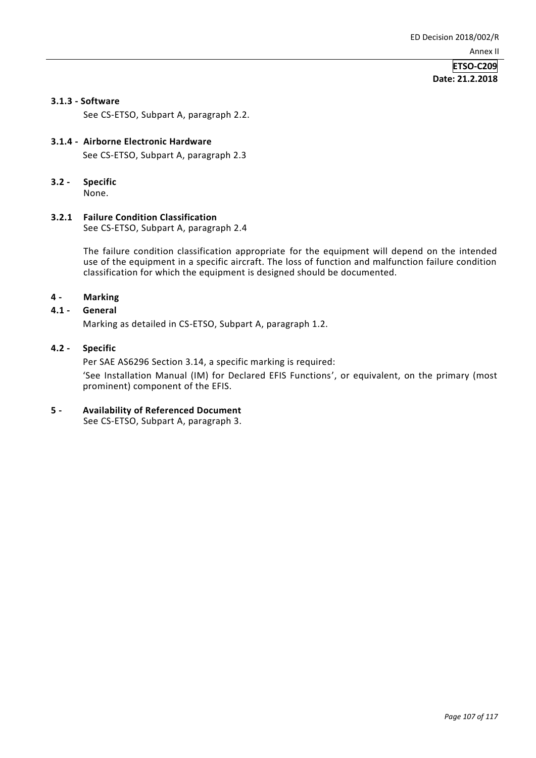### 3.1.3 - Software

See CS-ETSO, Subpart A, paragraph 2.2.

### 3.1.4 - Airborne Electronic Hardware

See CS-ETSO, Subpart A, paragraph 2.3

## 3.2 - Specific

None.

### 3.2.1 Failure Condition Classification

See CS-ETSO, Subpart A, paragraph 2.4

The failure condition classification appropriate for the equipment will depend on the intended use of the equipment in a specific aircraft. The loss of function and malfunction failure condition classification for which the equipment is designed should be documented.

# 4 - Marking

## 4.1 - General

Marking as detailed in CS-ETSO, Subpart A, paragraph 1.2.

## 4.2 - Specific

Per SAE AS6296 Section 3.14, a specific marking is required:

'See Installation Manual (IM) for Declared EFIS Functions', or equivalent, on the primary (most prominent) component of the EFIS.

# 5 - Availability of Referenced Document

See CS-ETSO, Subpart A, paragraph 3.